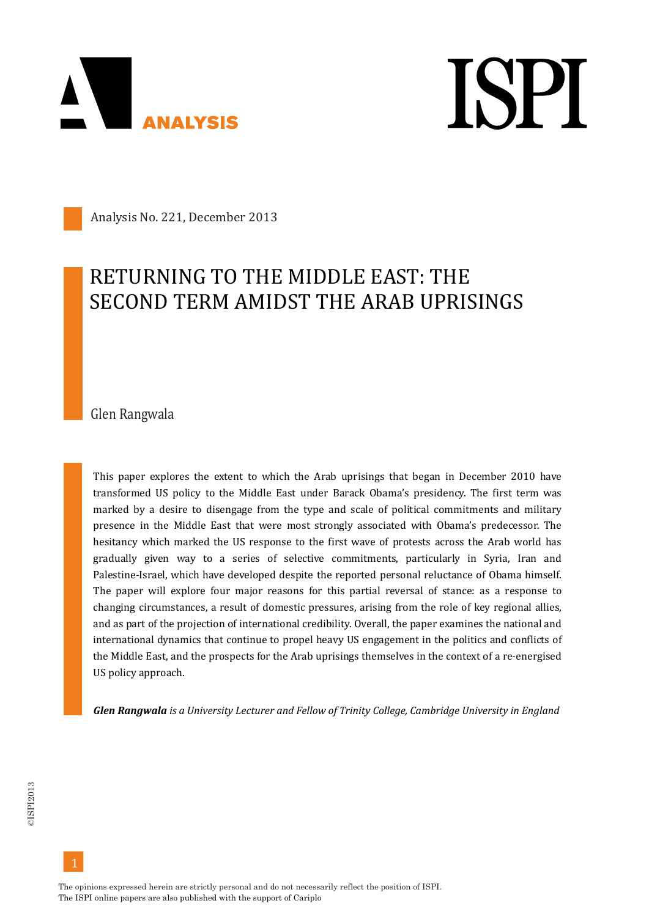Analysis No. 221, December 2013

# RETURNING TO THE MIDDLE EAST: THE SECOND TERM AMIDST THE ARAB UPRISINGS

Glen Rangwala

This paper explores the extent to which the Arab uprisings that began in December 2010 have transformed US policy to the Middle East under Barack Obama's presidency. The first term was marked by a desire to disengage from the type and scale of political commitments and military presence in the Middle East that were most strongly associated with Obama's predecessor. The hesitancy which marked the US response to the first wave of protests across the Arab world has gradually given way to a series of selective commitments, particularly in Syria, Iran and Palestine-Israel, which have developed despite the reported personal reluctance of Obama himself. The paper will explore four major reasons for this partial reversal of stance: as a response to changing circumstances, a result of domestic pressures, arising from the role of key regional allies, and as part of the projection of international credibility. Overall, the paper examines the national and international dynamics that continue to propel heavy US engagement in the politics and conflicts of the Middle East, and the prospects for the Arab uprisings themselves in the context of a re-energised US policy approach.

***Glen Rangwala** is a University Lecturer and Fellow of Trinity College, Cambridge University in England*

The opinions expressed herein are strictly personal and do not necessarily reflect the position of ISPI.
The ISPI online papers are also published with the support of Cariplo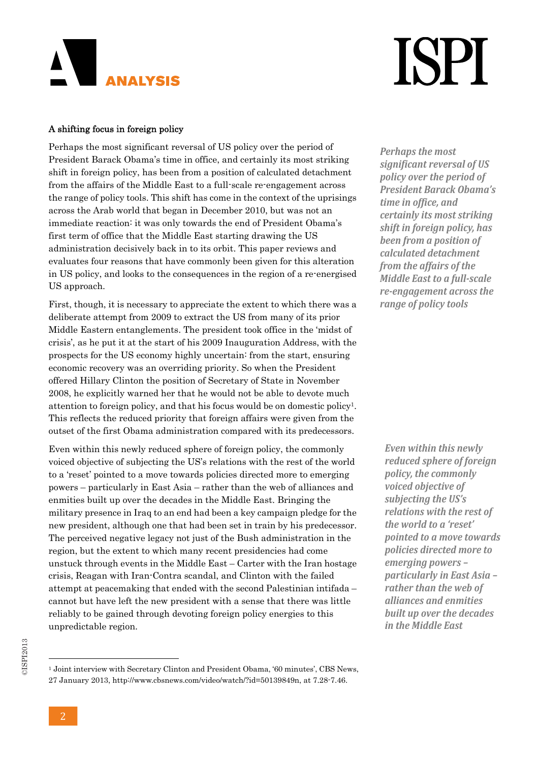## A shifting focus in foreign policy

Perhaps the most significant reversal of US policy over the period of President Barack Obama's time in office, and certainly its most striking shift in foreign policy, has been from a position of calculated detachment from the affairs of the Middle East to a full-scale re-engagement across the range of policy tools. This shift has come in the context of the uprisings across the Arab world that began in December 2010, but was not an immediate reaction: it was only towards the end of President Obama's first term of office that the Middle East starting drawing the US administration decisively back in to its orbit. This paper reviews and evaluates four reasons that have commonly been given for this alteration in US policy, and looks to the consequences in the region of a re-energised US approach.

*Perhaps the most significant reversal of US policy over the period of President Barack Obama's time in office, and certainly its most striking shift in foreign policy, has been from a position of calculated detachment from the affairs of the Middle East to a full-scale re-engagement across the range of policy tools*

First, though, it is necessary to appreciate the extent to which there was a deliberate attempt from 2009 to extract the US from many of its prior Middle Eastern entanglements. The president took office in the 'midst of crisis', as he put it at the start of his 2009 Inauguration Address, with the prospects for the US economy highly uncertain: from the start, ensuring economic recovery was an overriding priority. So when the President offered Hillary Clinton the position of Secretary of State in November 2008, he explicitly warned her that he would not be able to devote much attention to foreign policy, and that his focus would be on domestic policy[1]. This reflects the reduced priority that foreign affairs were given from the outset of the first Obama administration compared with its predecessors.

Even within this newly reduced sphere of foreign policy, the commonly voiced objective of subjecting the US's relations with the rest of the world to a 'reset' pointed to a move towards policies directed more to emerging powers – particularly in East Asia – rather than the web of alliances and enmities built up over the decades in the Middle East. Bringing the military presence in Iraq to an end had been a key campaign pledge for the new president, although one that had been set in train by his predecessor. The perceived negative legacy not just of the Bush administration in the region, but the extent to which many recent presidencies had come unstuck through events in the Middle East – Carter with the Iran hostage crisis, Reagan with Iran-Contra scandal, and Clinton with the failed attempt at peacemaking that ended with the second Palestinian intifada – cannot but have left the new president with a sense that there was little reliably to be gained through devoting foreign policy energies to this unpredictable region.

*Even within this newly reduced sphere of foreign policy, the commonly voiced objective of subjecting the US's relations with the rest of the world to a 'reset' pointed to a move towards policies directed more to emerging powers – particularly in East Asia – rather than the web of alliances and enmities built up over the decades in the Middle East*

---

[1] Joint interview with Secretary Clinton and President Obama, '60 minutes', CBS News, 27 January 2013, http://www.cbsnews.com/video/watch/?id=50139849n, at 7.28-7.46.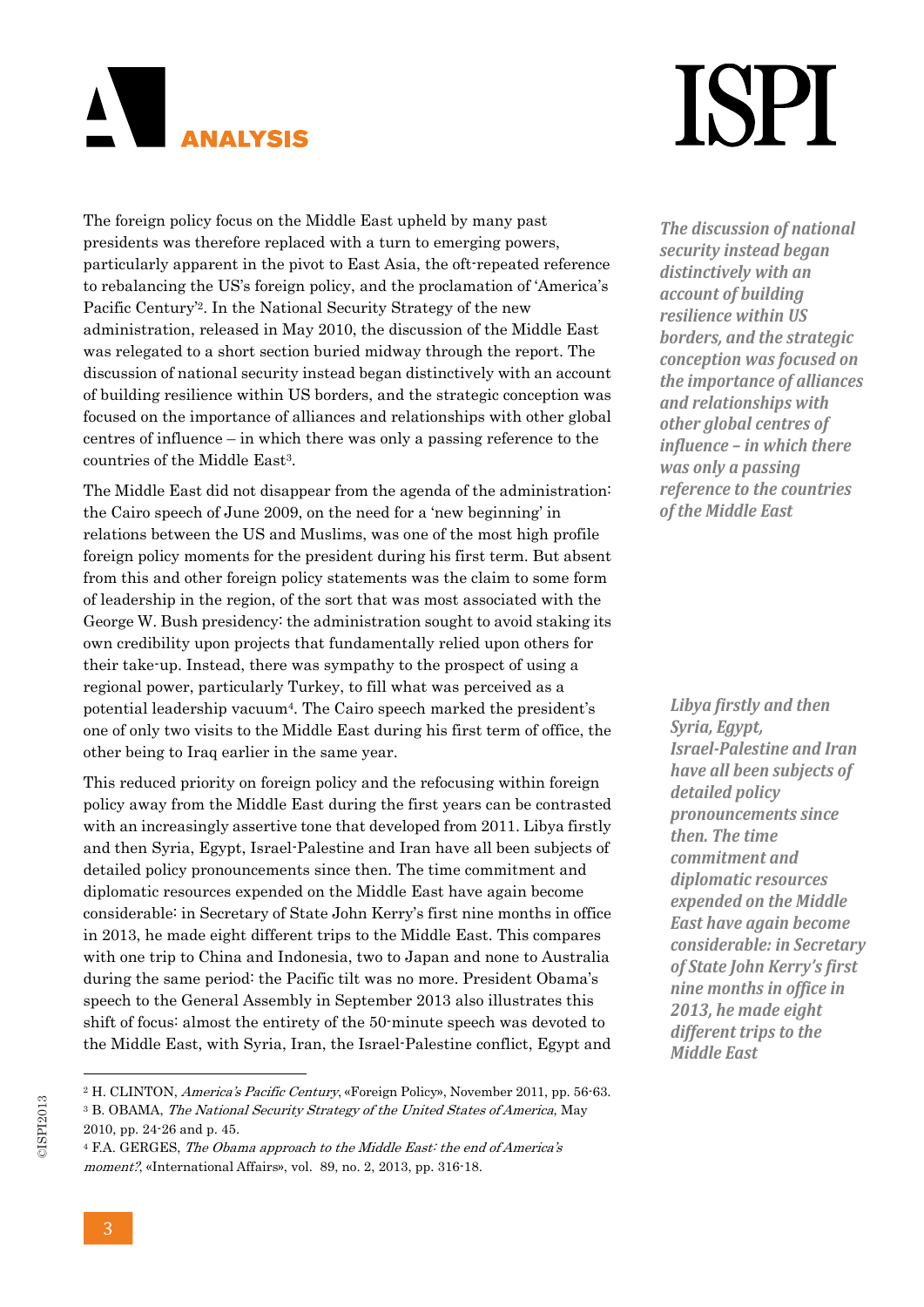The foreign policy focus on the Middle East upheld by many past presidents was therefore replaced with a turn to emerging powers, particularly apparent in the pivot to East Asia, the oft-repeated reference to rebalancing the US's foreign policy, and the proclamation of 'America's Pacific Century'[2]. In the National Security Strategy of the new administration, released in May 2010, the discussion of the Middle East was relegated to a short section buried midway through the report. The discussion of national security instead began distinctively with an account of building resilience within US borders, and the strategic conception was focused on the importance of alliances and relationships with other global centres of influence – in which there was only a passing reference to the countries of the Middle East[3].

*The discussion of national security instead began distinctively with an account of building resilience within US borders, and the strategic conception was focused on the importance of alliances and relationships with other global centres of influence – in which there was only a passing reference to the countries of the Middle East*

The Middle East did not disappear from the agenda of the administration: the Cairo speech of June 2009, on the need for a 'new beginning' in relations between the US and Muslims, was one of the most high profile foreign policy moments for the president during his first term. But absent from this and other foreign policy statements was the claim to some form of leadership in the region, of the sort that was most associated with the George W. Bush presidency: the administration sought to avoid staking its own credibility upon projects that fundamentally relied upon others for their take-up. Instead, there was sympathy to the prospect of using a regional power, particularly Turkey, to fill what was perceived as a potential leadership vacuum[4]. The Cairo speech marked the president's one of only two visits to the Middle East during his first term of office, the other being to Iraq earlier in the same year.

This reduced priority on foreign policy and the refocusing within foreign policy away from the Middle East during the first years can be contrasted with an increasingly assertive tone that developed from 2011. Libya firstly and then Syria, Egypt, Israel-Palestine and Iran have all been subjects of detailed policy pronouncements since then. The time commitment and diplomatic resources expended on the Middle East have again become considerable: in Secretary of State John Kerry's first nine months in office in 2013, he made eight different trips to the Middle East. This compares with one trip to China and Indonesia, two to Japan and none to Australia during the same period: the Pacific tilt was no more. President Obama's speech to the General Assembly in September 2013 also illustrates this shift of focus: almost the entirety of the 50-minute speech was devoted to the Middle East, with Syria, Iran, the Israel-Palestine conflict, Egypt and

*Libya firstly and then Syria, Egypt, Israel-Palestine and Iran have all been subjects of detailed policy pronouncements since then. The time commitment and diplomatic resources expended on the Middle East have again become considerable: in Secretary of State John Kerry's first nine months in office in 2013, he made eight different trips to the Middle East*

---

[2] H. CLINTON, *America's Pacific Century*, «Foreign Policy», November 2011, pp. 56-63.

[3] B. OBAMA, *The National Security Strategy of the United States of America*, May 2010, pp. 24-26 and p. 45.

[4] F.A. GERGES, *The Obama approach to the Middle East: the end of America's moment?*, «International Affairs», vol. 89, no. 2, 2013, pp. 316-18.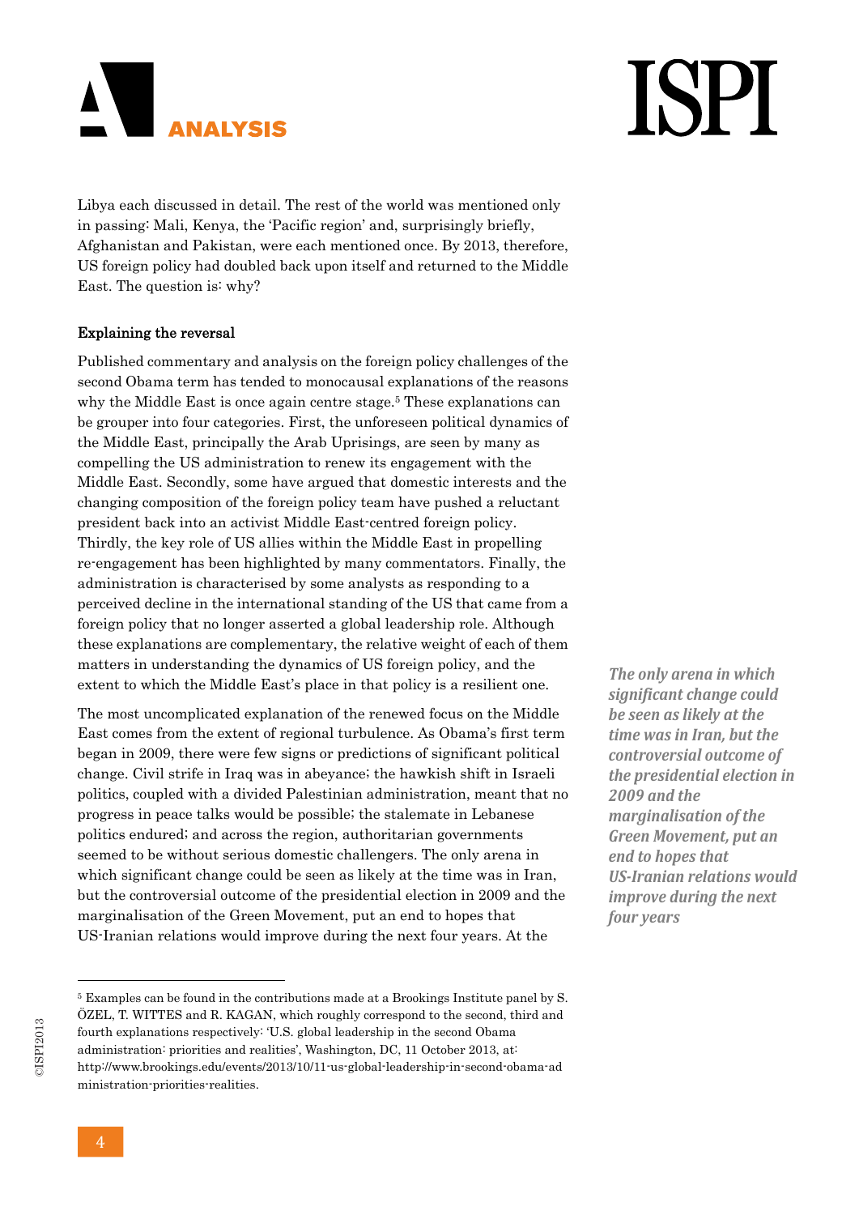Libya each discussed in detail. The rest of the world was mentioned only in passing: Mali, Kenya, the 'Pacific region' and, surprisingly briefly, Afghanistan and Pakistan, were each mentioned once. By 2013, therefore, US foreign policy had doubled back upon itself and returned to the Middle East. The question is: why?

**Explaining the reversal**

Published commentary and analysis on the foreign policy challenges of the second Obama term has tended to monocausal explanations of the reasons why the Middle East is once again centre stage.[5] These explanations can be grouper into four categories. First, the unforeseen political dynamics of the Middle East, principally the Arab Uprisings, are seen by many as compelling the US administration to renew its engagement with the Middle East. Secondly, some have argued that domestic interests and the changing composition of the foreign policy team have pushed a reluctant president back into an activist Middle East-centred foreign policy. Thirdly, the key role of US allies within the Middle East in propelling re-engagement has been highlighted by many commentators. Finally, the administration is characterised by some analysts as responding to a perceived decline in the international standing of the US that came from a foreign policy that no longer asserted a global leadership role. Although these explanations are complementary, the relative weight of each of them matters in understanding the dynamics of US foreign policy, and the extent to which the Middle East's place in that policy is a resilient one.

The most uncomplicated explanation of the renewed focus on the Middle East comes from the extent of regional turbulence. As Obama's first term began in 2009, there were few signs or predictions of significant political change. Civil strife in Iraq was in abeyance; the hawkish shift in Israeli politics, coupled with a divided Palestinian administration, meant that no progress in peace talks would be possible; the stalemate in Lebanese politics endured; and across the region, authoritarian governments seemed to be without serious domestic challengers. The only arena in which significant change could be seen as likely at the time was in Iran, but the controversial outcome of the presidential election in 2009 and the marginalisation of the Green Movement, put an end to hopes that US-Iranian relations would improve during the next four years. At the

*The only arena in which significant change could be seen as likely at the time was in Iran, but the controversial outcome of the presidential election in 2009 and the marginalisation of the Green Movement, put an end to hopes that US-Iranian relations would improve during the next four years*

[5] Examples can be found in the contributions made at a Brookings Institute panel by S. ÖZEL, T. WITTES and R. KAGAN, which roughly correspond to the second, third and fourth explanations respectively: 'U.S. global leadership in the second Obama administration: priorities and realities', Washington, DC, 11 October 2013, at: http://www.brookings.edu/events/2013/10/11-us-global-leadership-in-second-obama-administration-priorities-realities.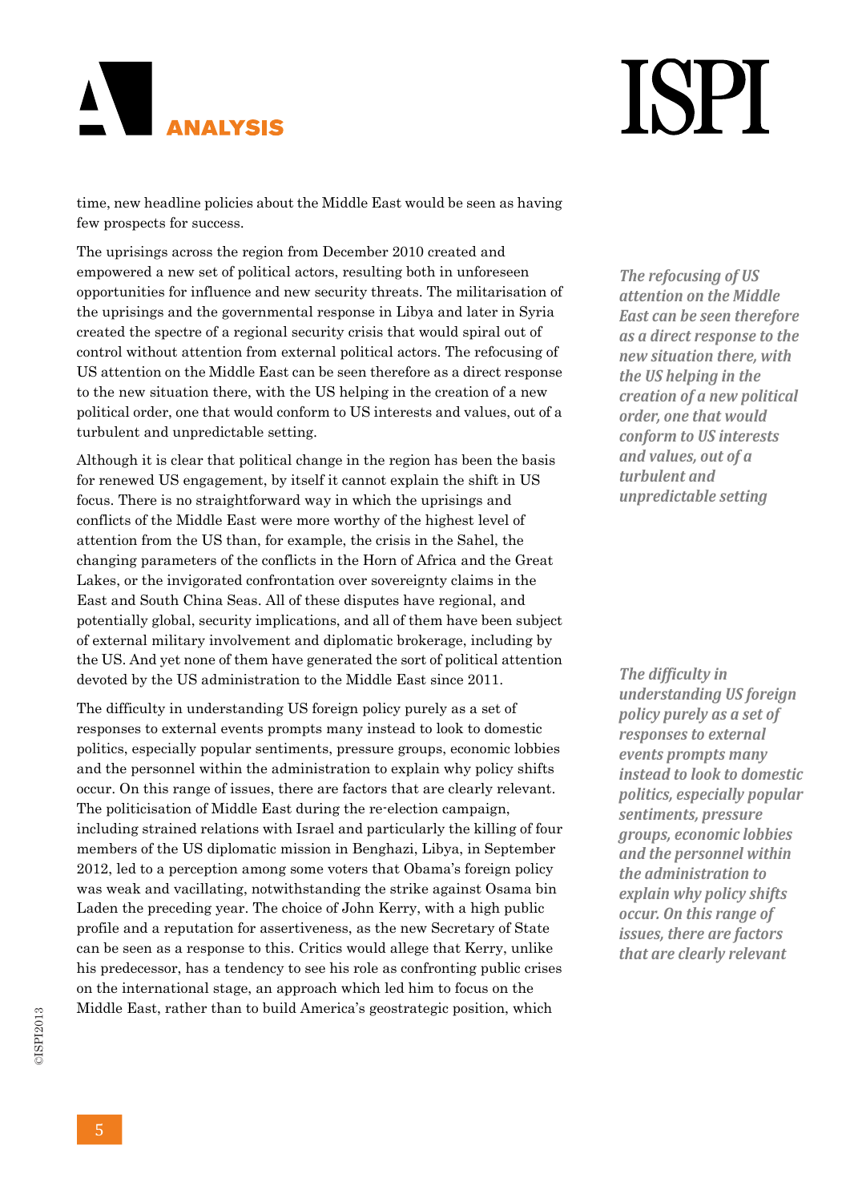time, new headline policies about the Middle East would be seen as having few prospects for success.

The uprisings across the region from December 2010 created and empowered a new set of political actors, resulting both in unforeseen opportunities for influence and new security threats. The militarisation of the uprisings and the governmental response in Libya and later in Syria created the spectre of a regional security crisis that would spiral out of control without attention from external political actors. The refocusing of US attention on the Middle East can be seen therefore as a direct response to the new situation there, with the US helping in the creation of a new political order, one that would conform to US interests and values, out of a turbulent and unpredictable setting.

*The refocusing of US attention on the Middle East can be seen therefore as a direct response to the new situation there, with the US helping in the creation of a new political order, one that would conform to US interests and values, out of a turbulent and unpredictable setting*

Although it is clear that political change in the region has been the basis for renewed US engagement, by itself it cannot explain the shift in US focus. There is no straightforward way in which the uprisings and conflicts of the Middle East were more worthy of the highest level of attention from the US than, for example, the crisis in the Sahel, the changing parameters of the conflicts in the Horn of Africa and the Great Lakes, or the invigorated confrontation over sovereignty claims in the East and South China Seas. All of these disputes have regional, and potentially global, security implications, and all of them have been subject of external military involvement and diplomatic brokerage, including by the US. And yet none of them have generated the sort of political attention devoted by the US administration to the Middle East since 2011.

The difficulty in understanding US foreign policy purely as a set of responses to external events prompts many instead to look to domestic politics, especially popular sentiments, pressure groups, economic lobbies and the personnel within the administration to explain why policy shifts occur. On this range of issues, there are factors that are clearly relevant. The politicisation of Middle East during the re-election campaign, including strained relations with Israel and particularly the killing of four members of the US diplomatic mission in Benghazi, Libya, in September 2012, led to a perception among some voters that Obama's foreign policy was weak and vacillating, notwithstanding the strike against Osama bin Laden the preceding year. The choice of John Kerry, with a high public profile and a reputation for assertiveness, as the new Secretary of State can be seen as a response to this. Critics would allege that Kerry, unlike his predecessor, has a tendency to see his role as confronting public crises on the international stage, an approach which led him to focus on the Middle East, rather than to build America's geostrategic position, which

*The difficulty in understanding US foreign policy purely as a set of responses to external events prompts many instead to look to domestic politics, especially popular sentiments, pressure groups, economic lobbies and the personnel within the administration to explain why policy shifts occur. On this range of issues, there are factors that are clearly relevant*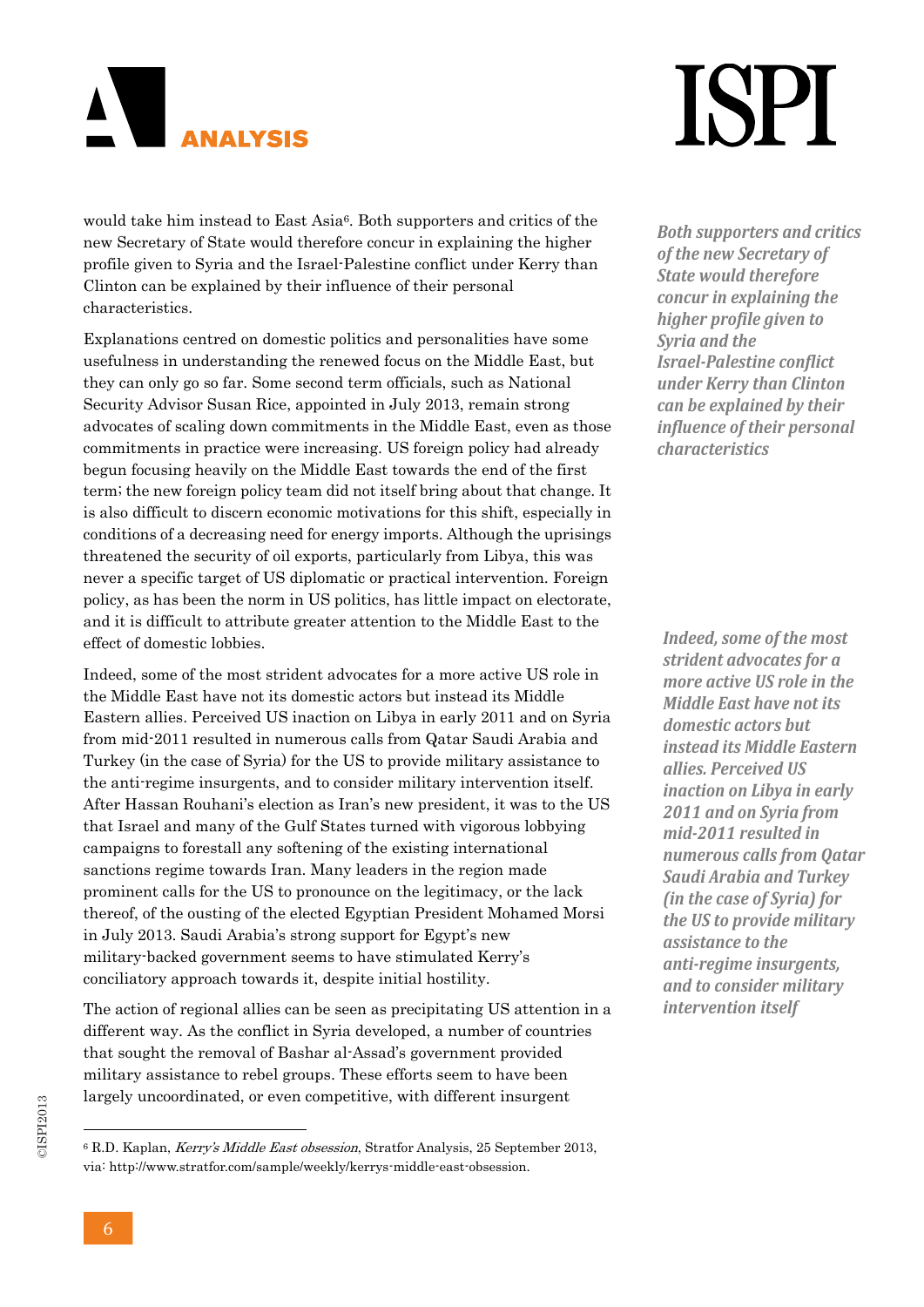would take him instead to East Asia[6]. Both supporters and critics of the new Secretary of State would therefore concur in explaining the higher profile given to Syria and the Israel-Palestine conflict under Kerry than Clinton can be explained by their influence of their personal characteristics.

*Both supporters and critics of the new Secretary of State would therefore concur in explaining the higher profile given to Syria and the Israel-Palestine conflict under Kerry than Clinton can be explained by their influence of their personal characteristics*

Explanations centred on domestic politics and personalities have some usefulness in understanding the renewed focus on the Middle East, but they can only go so far. Some second term officials, such as National Security Advisor Susan Rice, appointed in July 2013, remain strong advocates of scaling down commitments in the Middle East, even as those commitments in practice were increasing. US foreign policy had already begun focusing heavily on the Middle East towards the end of the first term; the new foreign policy team did not itself bring about that change. It is also difficult to discern economic motivations for this shift, especially in conditions of a decreasing need for energy imports. Although the uprisings threatened the security of oil exports, particularly from Libya, this was never a specific target of US diplomatic or practical intervention. Foreign policy, as has been the norm in US politics, has little impact on electorate, and it is difficult to attribute greater attention to the Middle East to the effect of domestic lobbies.

Indeed, some of the most strident advocates for a more active US role in the Middle East have not its domestic actors but instead its Middle Eastern allies. Perceived US inaction on Libya in early 2011 and on Syria from mid-2011 resulted in numerous calls from Qatar Saudi Arabia and Turkey (in the case of Syria) for the US to provide military assistance to the anti-regime insurgents, and to consider military intervention itself. After Hassan Rouhani's election as Iran's new president, it was to the US that Israel and many of the Gulf States turned with vigorous lobbying campaigns to forestall any softening of the existing international sanctions regime towards Iran. Many leaders in the region made prominent calls for the US to pronounce on the legitimacy, or the lack thereof, of the ousting of the elected Egyptian President Mohamed Morsi in July 2013. Saudi Arabia's strong support for Egypt's new military-backed government seems to have stimulated Kerry's conciliatory approach towards it, despite initial hostility.

*Indeed, some of the most strident advocates for a more active US role in the Middle East have not its domestic actors but instead its Middle Eastern allies. Perceived US inaction on Libya in early 2011 and on Syria from mid-2011 resulted in numerous calls from Qatar Saudi Arabia and Turkey (in the case of Syria) for the US to provide military assistance to the anti-regime insurgents, and to consider military intervention itself*

The action of regional allies can be seen as precipitating US attention in a different way. As the conflict in Syria developed, a number of countries that sought the removal of Bashar al-Assad's government provided military assistance to rebel groups. These efforts seem to have been largely uncoordinated, or even competitive, with different insurgent

[6] R.D. Kaplan, *Kerry's Middle East obsession*, Stratfor Analysis, 25 September 2013, via: http://www.stratfor.com/sample/weekly/kerrys-middle-east-obsession.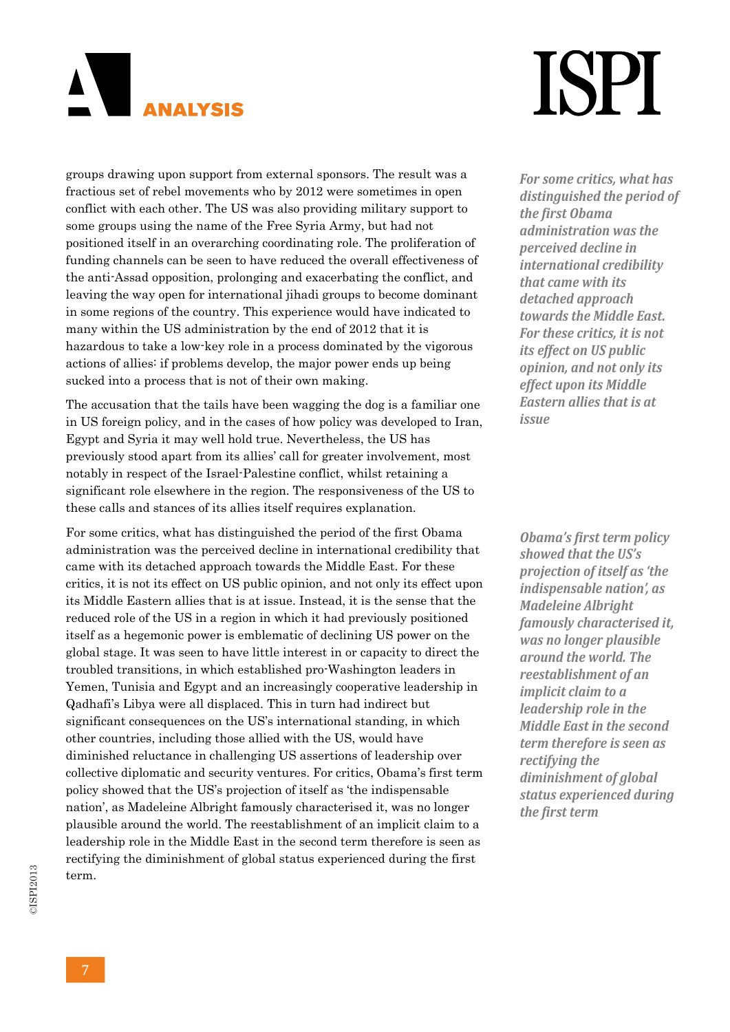groups drawing upon support from external sponsors. The result was a fractious set of rebel movements who by 2012 were sometimes in open conflict with each other. The US was also providing military support to some groups using the name of the Free Syria Army, but had not positioned itself in an overarching coordinating role. The proliferation of funding channels can be seen to have reduced the overall effectiveness of the anti-Assad opposition, prolonging and exacerbating the conflict, and leaving the way open for international jihadi groups to become dominant in some regions of the country. This experience would have indicated to many within the US administration by the end of 2012 that it is hazardous to take a low-key role in a process dominated by the vigorous actions of allies: if problems develop, the major power ends up being sucked into a process that is not of their own making.

The accusation that the tails have been wagging the dog is a familiar one in US foreign policy, and in the cases of how policy was developed to Iran, Egypt and Syria it may well hold true. Nevertheless, the US has previously stood apart from its allies' call for greater involvement, most notably in respect of the Israel-Palestine conflict, whilst retaining a significant role elsewhere in the region. The responsiveness of the US to these calls and stances of its allies itself requires explanation.

For some critics, what has distinguished the period of the first Obama administration was the perceived decline in international credibility that came with its detached approach towards the Middle East. For these critics, it is not its effect on US public opinion, and not only its effect upon its Middle Eastern allies that is at issue. Instead, it is the sense that the reduced role of the US in a region in which it had previously positioned itself as a hegemonic power is emblematic of declining US power on the global stage. It was seen to have little interest in or capacity to direct the troubled transitions, in which established pro-Washington leaders in Yemen, Tunisia and Egypt and an increasingly cooperative leadership in Qadhafi's Libya were all displaced. This in turn had indirect but significant consequences on the US's international standing, in which other countries, including those allied with the US, would have diminished reluctance in challenging US assertions of leadership over collective diplomatic and security ventures. For critics, Obama's first term policy showed that the US's projection of itself as 'the indispensable nation', as Madeleine Albright famously characterised it, was no longer plausible around the world. The reestablishment of an implicit claim to a leadership role in the Middle East in the second term therefore is seen as rectifying the diminishment of global status experienced during the first term.

*For some critics, what has distinguished the period of the first Obama administration was the perceived decline in international credibility that came with its detached approach towards the Middle East. For these critics, it is not its effect on US public opinion, and not only its effect upon its Middle Eastern allies that is at issue*

*Obama's first term policy showed that the US's projection of itself as 'the indispensable nation', as Madeleine Albright famously characterised it, was no longer plausible around the world. The reestablishment of an implicit claim to a leadership role in the Middle East in the second term therefore is seen as rectifying the diminishment of global status experienced during the first term*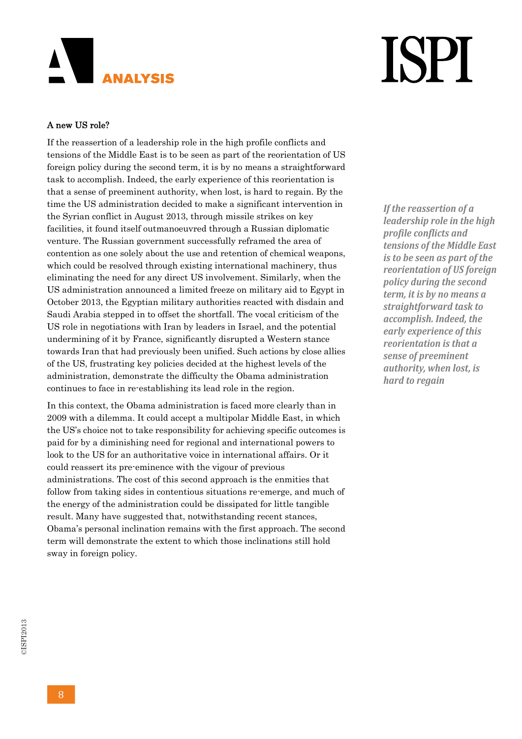### A new US role?

If the reassertion of a leadership role in the high profile conflicts and tensions of the Middle East is to be seen as part of the reorientation of US foreign policy during the second term, it is by no means a straightforward task to accomplish. Indeed, the early experience of this reorientation is that a sense of preeminent authority, when lost, is hard to regain. By the time the US administration decided to make a significant intervention in the Syrian conflict in August 2013, through missile strikes on key facilities, it found itself outmanoeuvred through a Russian diplomatic venture. The Russian government successfully reframed the area of contention as one solely about the use and retention of chemical weapons, which could be resolved through existing international machinery, thus eliminating the need for any direct US involvement. Similarly, when the US administration announced a limited freeze on military aid to Egypt in October 2013, the Egyptian military authorities reacted with disdain and Saudi Arabia stepped in to offset the shortfall. The vocal criticism of the US role in negotiations with Iran by leaders in Israel, and the potential undermining of it by France, significantly disrupted a Western stance towards Iran that had previously been unified. Such actions by close allies of the US, frustrating key policies decided at the highest levels of the administration, demonstrate the difficulty the Obama administration continues to face in re-establishing its lead role in the region.

*If the reassertion of a leadership role in the high profile conflicts and tensions of the Middle East is to be seen as part of the reorientation of US foreign policy during the second term, it is by no means a straightforward task to accomplish. Indeed, the early experience of this reorientation is that a sense of preeminent authority, when lost, is hard to regain*

In this context, the Obama administration is faced more clearly than in 2009 with a dilemma. It could accept a multipolar Middle East, in which the US's choice not to take responsibility for achieving specific outcomes is paid for by a diminishing need for regional and international powers to look to the US for an authoritative voice in international affairs. Or it could reassert its pre-eminence with the vigour of previous administrations. The cost of this second approach is the enmities that follow from taking sides in contentious situations re-emerge, and much of the energy of the administration could be dissipated for little tangible result. Many have suggested that, notwithstanding recent stances, Obama's personal inclination remains with the first approach. The second term will demonstrate the extent to which those inclinations still hold sway in foreign policy.